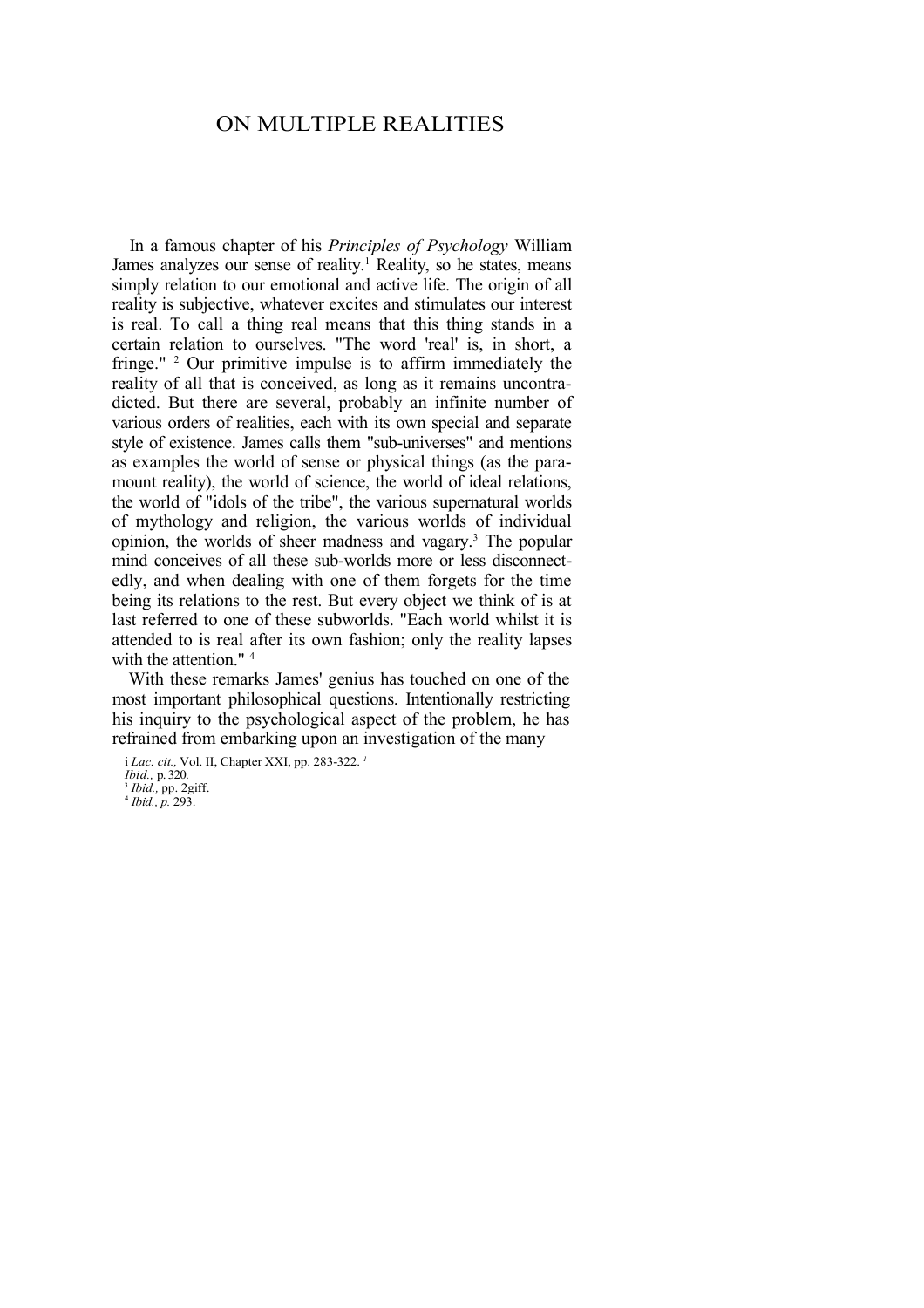# ON MULTIPLE REALITIES

In a famous chapter of his *Principles of Psychology* William James analyzes our sense of reality.[1] Reality, so he states, means simply relation to our emotional and active life. The origin of all reality is subjective, whatever excites and stimulates our interest is real. To call a thing real means that this thing stands in a certain relation to ourselves. "The word 'real' is, in short, a fringe." [2] Our primitive impulse is to affirm immediately the reality of all that is conceived, as long as it remains uncontradicted. But there are several, probably an infinite number of various orders of realities, each with its own special and separate style of existence. James calls them "sub-universes" and mentions as examples the world of sense or physical things (as the paramount reality), the world of science, the world of ideal relations, the world of "idols of the tribe", the various supernatural worlds of mythology and religion, the various worlds of individual opinion, the worlds of sheer madness and vagary.[3] The popular mind conceives of all these sub-worlds more or less disconnectedly, and when dealing with one of them forgets for the time being its relations to the rest. But every object we think of is at last referred to one of these subworlds. "Each world whilst it is attended to is real after its own fashion; only the reality lapses with the attention." [4]

With these remarks James' genius has touched on one of the most important philosophical questions. Intentionally restricting his inquiry to the psychological aspect of the problem, he has refrained from embarking upon an investigation of the many

[1] *Lac. cit.,* Vol. II, Chapter XXI, pp. 283-322.
[2] *Ibid.,* p. 320.
[3] *Ibid.,* pp. 2giff.
[4] *Ibid., p.* 293.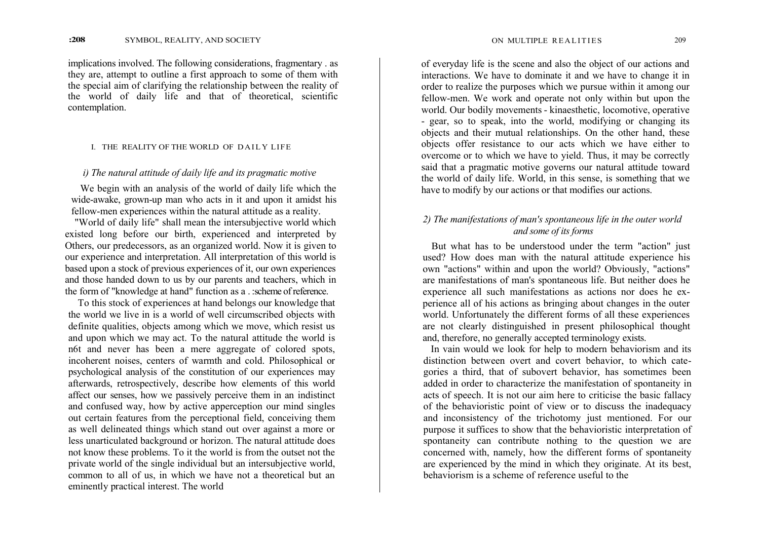implications involved. The following considerations, fragmentary . as they are, attempt to outline a first approach to some of them with the special aim of clarifying the relationship between the reality of the world of daily life and that of theoretical, scientific contemplation.

## I. THE REALITY OF THE WORLD OF DAILY LIFE

### *i) The natural attitude of daily life and its pragmatic motive*

We begin with an analysis of the world of daily life which the wide-awake, grown-up man who acts in it and upon it amidst his fellow-men experiences within the natural attitude as a reality.

"World of daily life" shall mean the intersubjective world which existed long before our birth, experienced and interpreted by Others, our predecessors, as an organized world. Now it is given to our experience and interpretation. All interpretation of this world is based upon a stock of previous experiences of it, our own experiences and those handed down to us by our parents and teachers, which in the form of "knowledge at hand" function as a . :scheme of reference.

To this stock of experiences at hand belongs our knowledge that the world we live in is a world of well circumscribed objects with definite qualities, objects among which we move, which resist us and upon which we may act. To the natural attitude the world is n6t and never has been a mere aggregate of colored spots, incoherent noises, centers of warmth and cold. Philosophical or psychological analysis of the constitution of our experiences may afterwards, retrospectively, describe how elements of this world affect our senses, how we passively perceive them in an indistinct and confused way, how by active apperception our mind singles out certain features from the perceptional field, conceiving them as well delineated things which stand out over against a more or less unarticulated background or horizon. The natural attitude does not know these problems. To it the world is from the outset not the private world of the single individual but an intersubjective world, common to all of us, in which we have not a theoretical but an eminently practical interest. The world of everyday life is the scene and also the object of our actions and interactions. We have to dominate it and we have to change it in order to realize the purposes which we pursue within it among our fellow-men. We work and operate not only within but upon the world. Our bodily movements - kinaesthetic, locomotive, operative - gear, so to speak, into the world, modifying or changing its objects and their mutual relationships. On the other hand, these objects offer resistance to our acts which we have either to overcome or to which we have to yield. Thus, it may be correctly said that a pragmatic motive governs our natural attitude toward the world of daily life. World, in this sense, is something that we have to modify by our actions or that modifies our actions.

### *2) The manifestations of man's spontaneous life in the outer world and some of its forms*

But what has to be understood under the term "action" just used? How does man with the natural attitude experience his own "actions" within and upon the world? Obviously, "actions" are manifestations of man's spontaneous life. But neither does he experience all such manifestations as actions nor does he experience all of his actions as bringing about changes in the outer world. Unfortunately the different forms of all these experiences are not clearly distinguished in present philosophical thought and, therefore, no generally accepted terminology exists.

In vain would we look for help to modern behaviorism and its distinction between overt and covert behavior, to which categories a third, that of subovert behavior, has sometimes been added in order to characterize the manifestation of spontaneity in acts of speech. It is not our aim here to criticise the basic fallacy of the behavioristic point of view or to discuss the inadequacy and inconsistency of the trichotomy just mentioned. For our purpose it suffices to show that the behavioristic interpretation of spontaneity can contribute nothing to the question we are concerned with, namely, how the different forms of spontaneity are experienced by the mind in which they originate. At its best, behaviorism is a scheme of reference useful to the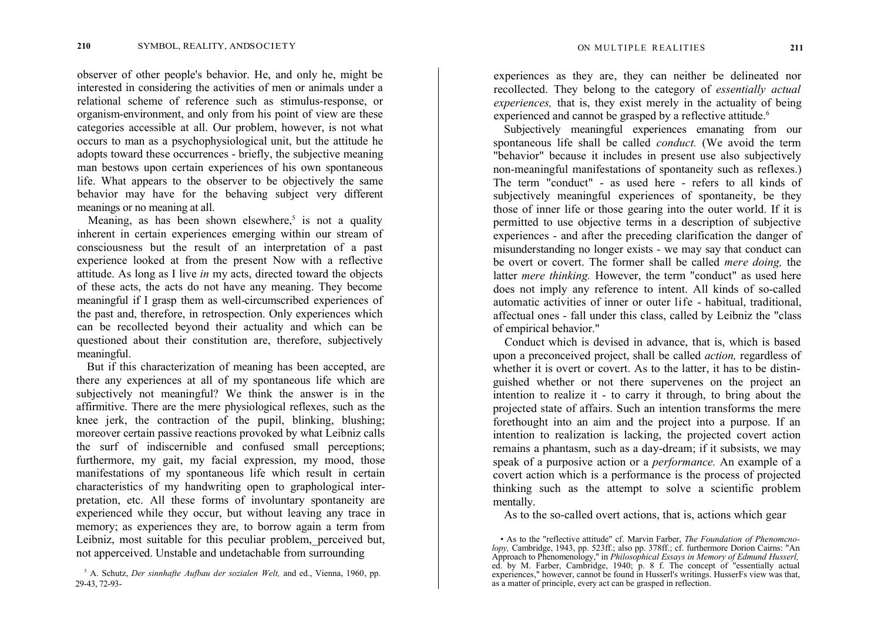observer of other people's behavior. He, and only he, might be interested in considering the activities of men or animals under a relational scheme of reference such as stimulus-response, or organism-environment, and only from his point of view are these categories accessible at all. Our problem, however, is not what occurs to man as a psychophysiological unit, but the attitude he adopts toward these occurrences - briefly, the subjective meaning man bestows upon certain experiences of his own spontaneous life. What appears to the observer to be objectively the same behavior may have for the behaving subject very different meanings or no meaning at all.

Meaning, as has been shown elsewhere,[5] is not a quality inherent in certain experiences emerging within our stream of consciousness but the result of an interpretation of a past experience looked at from the present Now with a reflective attitude. As long as I live *in* my acts, directed toward the objects of these acts, the acts do not have any meaning. They become meaningful if I grasp them as well-circumscribed experiences of the past and, therefore, in retrospection. Only experiences which can be recollected beyond their actuality and which can be questioned about their constitution are, therefore, subjectively meaningful.

But if this characterization of meaning has been accepted, are there any experiences at all of my spontaneous life which are subjectively not meaningful? We think the answer is in the affirmative. There are the mere physiological reflexes, such as the knee jerk, the contraction of the pupil, blinking, blushing; moreover certain passive reactions provoked by what Leibniz calls the surf of indiscernible and confused small perceptions; furthermore, my gait, my facial expression, my mood, those manifestations of my spontaneous life which result in certain characteristics of my handwriting open to graphological interpretation, etc. All these forms of involuntary spontaneity are experienced while they occur, but without leaving any trace in memory; as experiences they are, to borrow again a term from Leibniz, most suitable for this peculiar problem, perceived but, not apperceived. Unstable and undetachable from surrounding experiences as they are, they can neither be delineated nor recollected. They belong to the category of *essentially actual experiences,* that is, they exist merely in the actuality of being experienced and cannot be grasped by a reflective attitude.[6]

Subjectively meaningful experiences emanating from our spontaneous life shall be called *conduct.* (We avoid the term "behavior" because it includes in present use also subjectively non-meaningful manifestations of spontaneity such as reflexes.) The term "conduct" - as used here - refers to all kinds of subjectively meaningful experiences of spontaneity, be they those of inner life or those gearing into the outer world. If it is permitted to use objective terms in a description of subjective experiences - and after the preceding clarification the danger of misunderstanding no longer exists - we may say that conduct can be overt or covert. The former shall be called *mere doing,* the latter *mere thinking.* However, the term "conduct" as used here does not imply any reference to intent. All kinds of so-called automatic activities of inner or outer life - habitual, traditional, affectual ones - fall under this class, called by Leibniz the "class of empirical behavior."

Conduct which is devised in advance, that is, which is based upon a preconceived project, shall be called *action,* regardless of whether it is overt or covert. As to the latter, it has to be distinguished whether or not there supervenes on the project an intention to realize it - to carry it through, to bring about the projected state of affairs. Such an intention transforms the mere forethought into an aim and the project into a purpose. If an intention to realization is lacking, the projected covert action remains a phantasm, such as a day-dream; if it subsists, we may speak of a purposive action or a *performance.* An example of a covert action which is a performance is the process of projected thinking such as the attempt to solve a scientific problem mentally.

As to the so-called overt actions, that is, actions which gear

[5] A. Schutz, *Der sinnhafte Aufbau der sozialen Welt,* and ed., Vienna, 1960, pp. 29-43, 72-93-

[6] As to the "reflective attitude" cf. Marvin Farber, *The Foundation of Phenomcnolopy,* Cambridge, 1943, pp. 523ff.; also pp. 378ff.; cf. furthermore Dorion Cairns: "An Approach to Phenomenology," in *Philosophical Essays in Memory of Edmund Husserl,* ed. by M. Farber, Cambridge, 1940; p. 8 f. The concept of "essentially actual experiences," however, cannot be found in Husserl's writings. HusserFs view was that, as a matter of principle, every act can be grasped in reflection.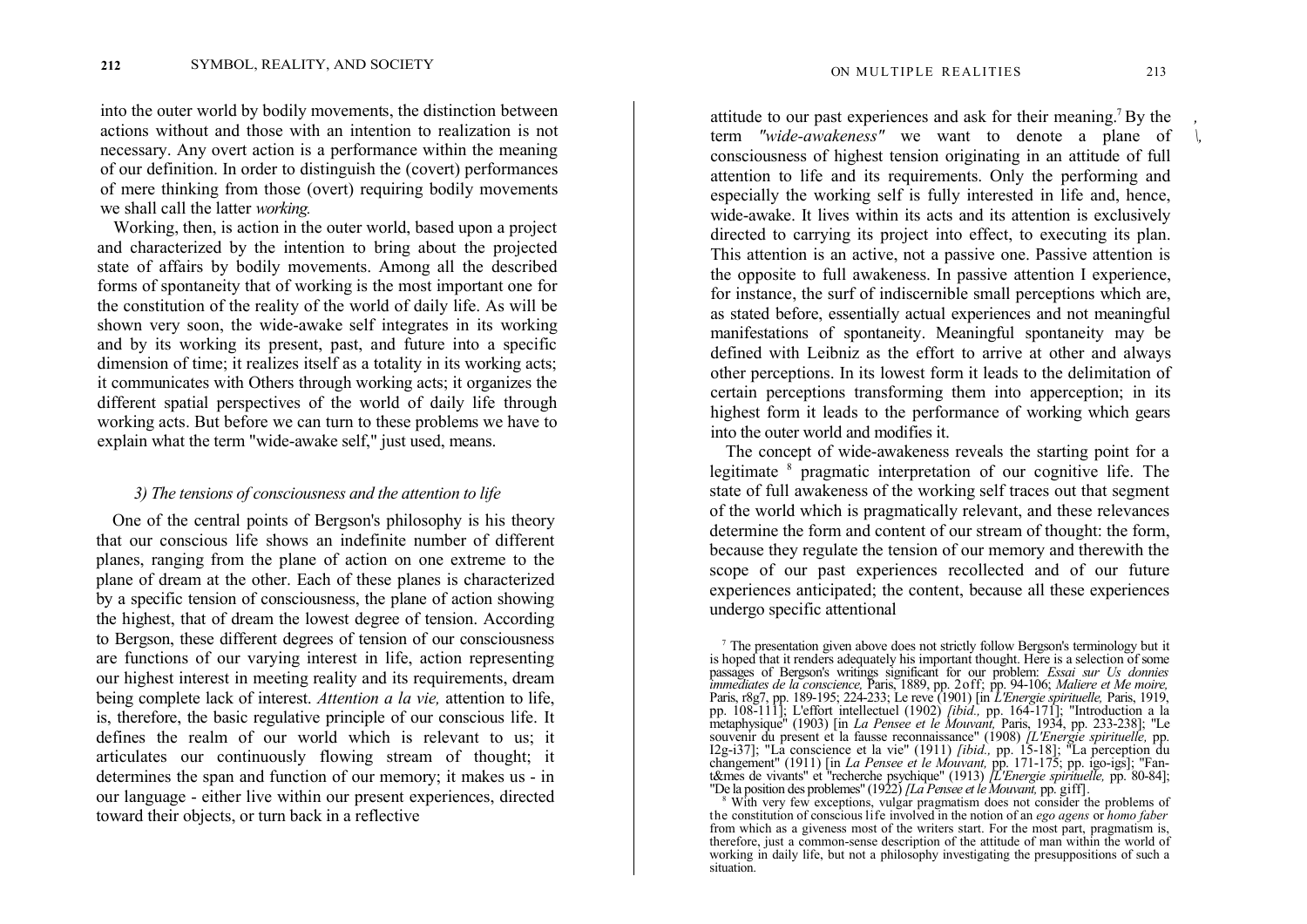into the outer world by bodily movements, the distinction between actions without and those with an intention to realization is not necessary. Any overt action is a performance within the meaning of our definition. In order to distinguish the (covert) performances of mere thinking from those (overt) requiring bodily movements we shall call the latter *working.*

Working, then, is action in the outer world, based upon a project and characterized by the intention to bring about the projected state of affairs by bodily movements. Among all the described forms of spontaneity that of working is the most important one for the constitution of the reality of the world of daily life. As will be shown very soon, the wide-awake self integrates in its working and by its working its present, past, and future into a specific dimension of time; it realizes itself as a totality in its working acts; it communicates with Others through working acts; it organizes the different spatial perspectives of the world of daily life through working acts. But before we can turn to these problems we have to explain what the term "wide-awake self," just used, means.

### *3) The tensions of consciousness and the attention to life*

One of the central points of Bergson's philosophy is his theory that our conscious life shows an indefinite number of different planes, ranging from the plane of action on one extreme to the plane of dream at the other. Each of these planes is characterized by a specific tension of consciousness, the plane of action showing the highest, that of dream the lowest degree of tension. According to Bergson, these different degrees of tension of our consciousness are functions of our varying interest in life, action representing our highest interest in meeting reality and its requirements, dream being complete lack of interest. *Attention a la vie,* attention to life, is, therefore, the basic regulative principle of our conscious life. It defines the realm of our world which is relevant to us; it articulates our continuously flowing stream of thought; it determines the span and function of our memory; it makes us - in our language - either live within our present experiences, directed toward their objects, or turn back in a reflective attitude to our past experiences and ask for their meaning.[7] By the term *"wide-awakeness"* we want to denote a plane of consciousness of highest tension originating in an attitude of full attention to life and its requirements. Only the performing and especially the working self is fully interested in life and, hence, wide-awake. It lives within its acts and its attention is exclusively directed to carrying its project into effect, to executing its plan. This attention is an active, not a passive one. Passive attention is the opposite to full awakeness. In passive attention I experience, for instance, the surf of indiscernible small perceptions which are, as stated before, essentially actual experiences and not meaningful manifestations of spontaneity. Meaningful spontaneity may be defined with Leibniz as the effort to arrive at other and always other perceptions. In its lowest form it leads to the delimitation of certain perceptions transforming them into apperception; in its highest form it leads to the performance of working which gears into the outer world and modifies it.

The concept of wide-awakeness reveals the starting point for a legitimate [8] pragmatic interpretation of our cognitive life. The state of full awakeness of the working self traces out that segment of the world which is pragmatically relevant, and these relevances determine the form and content of our stream of thought: the form, because they regulate the tension of our memory and therewith the scope of our past experiences recollected and of our future experiences anticipated; the content, because all these experiences undergo specific attentional

[7] The presentation given above does not strictly follow Bergson's terminology but it is hoped that it renders adequately his important thought. Here is a selection of some passages of Bergson's writings significant for our problem: *Essai sur Us donnies immediates de la conscience,* Paris, 1889, pp. 2off; pp. 94-106; *Maliere et Me moire,* Paris, r8g7, pp. 189-195; 224-233; Le reve (1901) [in *L'Energie spirituelle,* Paris, 1919, pp. 108-111]; L'effort intellectuel (1902) *[ibid.,* pp. 164-171]; "Introduction a la metaphysique" (1903) [in *La Pensee et le Mouvant,* Paris, 1934, pp. 233-238]; "Le souvenir du present et la fausse reconnaissance" (1908) *[L'Energie spirituelle,* pp. I2g-i37]; "La conscience et la vie" (1911) *[ibid.,* pp. 15-18]; "La perception du changement" (1911) [in *La Pensee et le Mouvant,* pp. 171-175; pp. igo-igs]; "Fant&mes de vivants" et "recherche psychique" (1913) *[L'Energie spirituelle,* pp. 80-84]; "De la position des problemes" (1922) *[La Pensee et le Mouvant,* pp. giff].

[8] With very few exceptions, vulgar pragmatism does not consider the problems of the constitution of conscious life involved in the notion of an *ego agens* or *homo faber* from which as a giveness most of the writers start. For the most part, pragmatism is, therefore, just a common-sense description of the attitude of man within the world of working in daily life, but not a philosophy investigating the presuppositions of such a situation.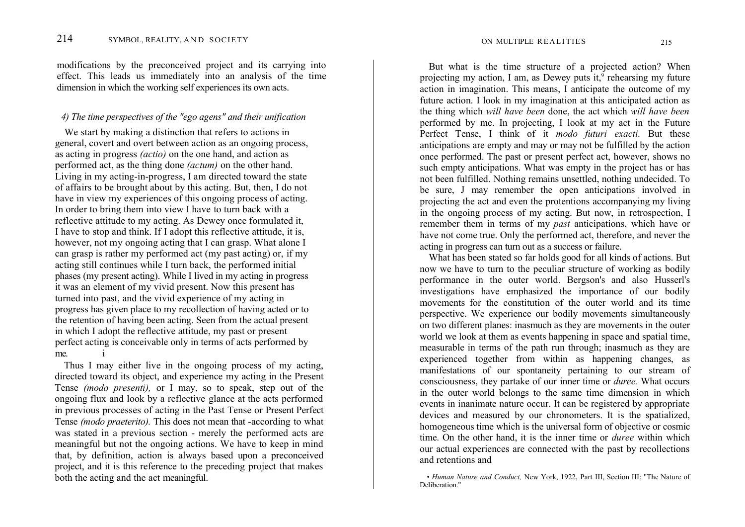modifications by the preconceived project and its carrying into effect. This leads us immediately into an analysis of the time dimension in which the working self experiences its own acts.

#### *4) The time perspectives of the "ego agens" and their unification*

We start by making a distinction that refers to actions in general, covert and overt between action as an ongoing process, as acting in progress *(actio)* on the one hand, and action as performed act, as the thing done *(actum)* on the other hand. Living in my acting-in-progress, I am directed toward the state of affairs to be brought about by this acting. But, then, I do not have in view my experiences of this ongoing process of acting. In order to bring them into view I have to turn back with a reflective attitude to my acting. As Dewey once formulated it, I have to stop and think. If I adopt this reflective attitude, it is, however, not my ongoing acting that I can grasp. What alone I can grasp is rather my performed act (my past acting) or, if my acting still continues while I turn back, the performed initial phases (my present acting). While I lived in my acting in progress it was an element of my vivid present. Now this present has turned into past, and the vivid experience of my acting in progress has given place to my recollection of having acted or to the retention of having been acting. Seen from the actual present in which I adopt the reflective attitude, my past or present perfect acting is conceivable only in terms of acts performed by me.

Thus I may either live in the ongoing process of my acting, directed toward its object, and experience my acting in the Present Tense *(modo presenti),* or I may, so to speak, step out of the ongoing flux and look by a reflective glance at the acts performed in previous processes of acting in the Past Tense or Present Perfect Tense *(modo praeterito).* This does not mean that -according to what was stated in a previous section - merely the performed acts are meaningful but not the ongoing actions. We have to keep in mind that, by definition, action is always based upon a preconceived project, and it is this reference to the preceding project that makes both the acting and the act meaningful.

But what is the time structure of a projected action? When projecting my action, I am, as Dewey puts it,[9] rehearsing my future action in imagination. This means, I anticipate the outcome of my future action. I look in my imagination at this anticipated action as the thing which *will have been* done, the act which *will have been* performed by me. In projecting, I look at my act in the Future Perfect Tense, I think of it *modo futuri exacti.* But these anticipations are empty and may or may not be fulfilled by the action once performed. The past or present perfect act, however, shows no such empty anticipations. What was empty in the project has or has not been fulfilled. Nothing remains unsettled, nothing undecided. To be sure, J may remember the open anticipations involved in projecting the act and even the protentions accompanying my living in the ongoing process of my acting. But now, in retrospection, I remember them in terms of my *past* anticipations, which have or have not come true. Only the performed act, therefore, and never the acting in progress can turn out as a success or failure.

What has been stated so far holds good for all kinds of actions. But now we have to turn to the peculiar structure of working as bodily performance in the outer world. Bergson's and also Husserl's investigations have emphasized the importance of our bodily movements for the constitution of the outer world and its time perspective. We experience our bodily movements simultaneously on two different planes: inasmuch as they are movements in the outer world we look at them as events happening in space and spatial time, measurable in terms of the path run through; inasmuch as they are experienced together from within as happening changes, as manifestations of our spontaneity pertaining to our stream of consciousness, they partake of our inner time or *duree.* What occurs in the outer world belongs to the same time dimension in which events in inanimate nature occur. It can be registered by appropriate devices and measured by our chronometers. It is the spatialized, homogeneous time which is the universal form of objective or cosmic time. On the other hand, it is the inner time or *duree* within which our actual experiences are connected with the past by recollections and retentions and

• *Human Nature and Conduct,* New York, 1922, Part III, Section III: "The Nature of Deliberation."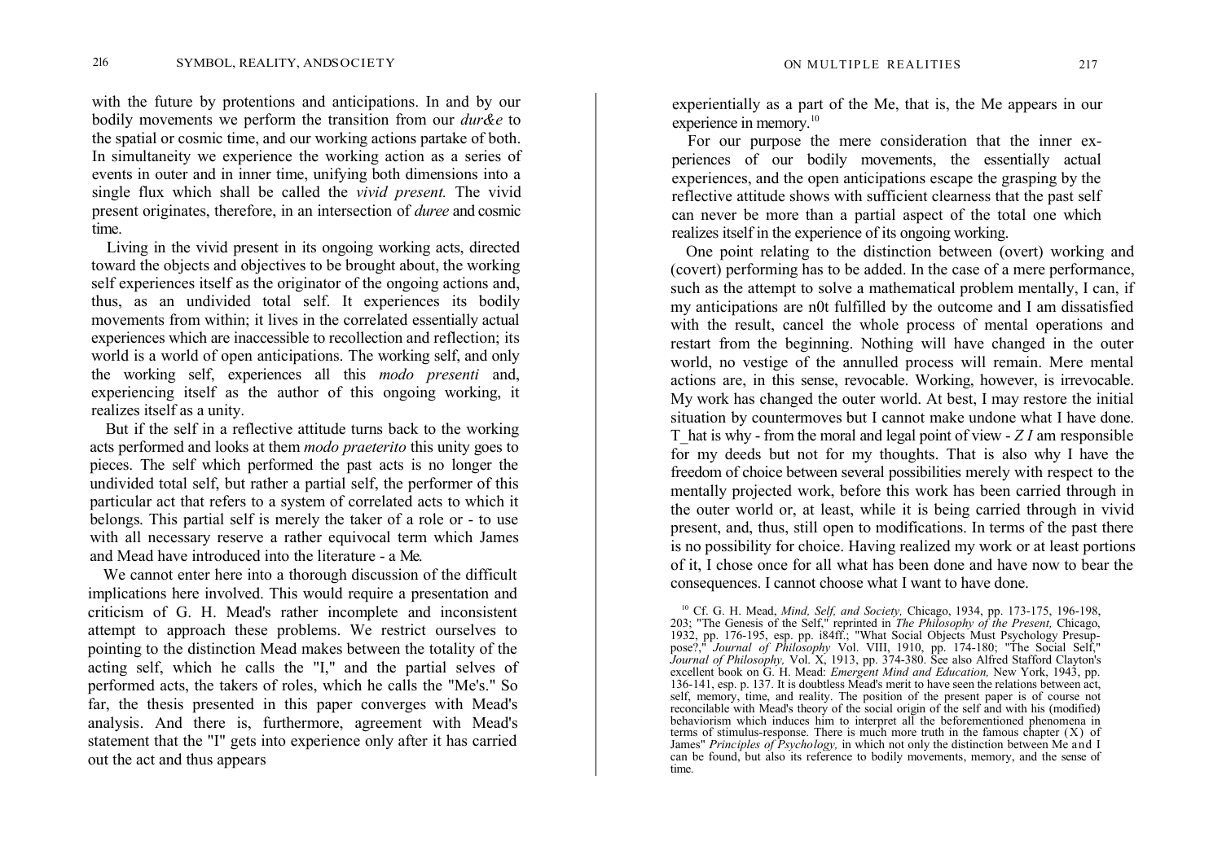with the future by protentions and anticipations. In and by our bodily movements we perform the transition from our *dur&e* to the spatial or cosmic time, and our working actions partake of both. In simultaneity we experience the working action as a series of events in outer and in inner time, unifying both dimensions into a single flux which shall be called the *vivid present.* The vivid present originates, therefore, in an intersection of *duree* and cosmic time.

Living in the vivid present in its ongoing working acts, directed toward the objects and objectives to be brought about, the working self experiences itself as the originator of the ongoing actions and, thus, as an undivided total self. It experiences its bodily movements from within; it lives in the correlated essentially actual experiences which are inaccessible to recollection and reflection; its world is a world of open anticipations. The working self, and only the working self, experiences all this *modo presenti* and, experiencing itself as the author of this ongoing working, it realizes itself as a unity.

But if the self in a reflective attitude turns back to the working acts performed and looks at them *modo praeterito* this unity goes to pieces. The self which performed the past acts is no longer the undivided total self, but rather a partial self, the performer of this particular act that refers to a system of correlated acts to which it belongs. This partial self is merely the taker of a role or - to use with all necessary reserve a rather equivocal term which James and Mead have introduced into the literature - a Me.

We cannot enter here into a thorough discussion of the difficult implications here involved. This would require a presentation and criticism of G. H. Mead's rather incomplete and inconsistent attempt to approach these problems. We restrict ourselves to pointing to the distinction Mead makes between the totality of the acting self, which he calls the "I," and the partial selves of performed acts, the takers of roles, which he calls the "Me's." So far, the thesis presented in this paper converges with Mead's analysis. And there is, furthermore, agreement with Mead's statement that the "I" gets into experience only after it has carried out the act and thus appears experientially as a part of the Me, that is, the Me appears in our experience in memory.[10]

For our purpose the mere consideration that the inner experiences of our bodily movements, the essentially actual experiences, and the open anticipations escape the grasping by the reflective attitude shows with sufficient clearness that the past self can never be more than a partial aspect of the total one which realizes itself in the experience of its ongoing working.

One point relating to the distinction between (overt) working and (covert) performing has to be added. In the case of a mere performance, such as the attempt to solve a mathematical problem mentally, I can, if my anticipations are n0t fulfilled by the outcome and I am dissatisfied with the result, cancel the whole process of mental operations and restart from the beginning. Nothing will have changed in the outer world, no vestige of the annulled process will remain. Mere mental actions are, in this sense, revocable. Working, however, is irrevocable. My work has changed the outer world. At best, I may restore the initial situation by countermoves but I cannot make undone what I have done. T_hat is why - from the moral and legal point of view - *Z I* am responsible for my deeds but not for my thoughts. That is also why I have the freedom of choice between several possibilities merely with respect to the mentally projected work, before this work has been carried through in the outer world or, at least, while it is being carried through in vivid present, and, thus, still open to modifications. In terms of the past there is no possibility for choice. Having realized my work or at least portions of it, I chose once for all what has been done and have now to bear the consequences. I cannot choose what I want to have done.

[10] Cf. G. H. Mead, *Mind, Self, and Society,* Chicago, 1934, pp. 173-175, 196-198, 203; "The Genesis of the Self," reprinted in *The Philosophy of the Present,* Chicago, 1932, pp. 176-195, esp. pp. i84ff.; "What Social Objects Must Psychology Presuppose?," *Journal of Philosophy* Vol. VIII, 1910, pp. 174-180; "The Social Self," *Journal of Philosophy,* Vol. X, 1913, pp. 374-380. See also Alfred Stafford Clayton's excellent book on G. H. Mead: *Emergent Mind and Education,* New York, 1943, pp. 136-141, esp. p. 137. It is doubtless Mead's merit to have seen the relations between act, self, memory, time, and reality. The position of the present paper is of course not reconcilable with Mead's theory of the social origin of the self and with his (modified) behaviorism which induces him to interpret all the beforementioned phenomena in terms of stimulus-response. There is much more truth in the famous chapter (X) of James" *Principles of Psychology,* in which not only the distinction between Me and I can be found, but also its reference to bodily movements, memory, and the sense of time.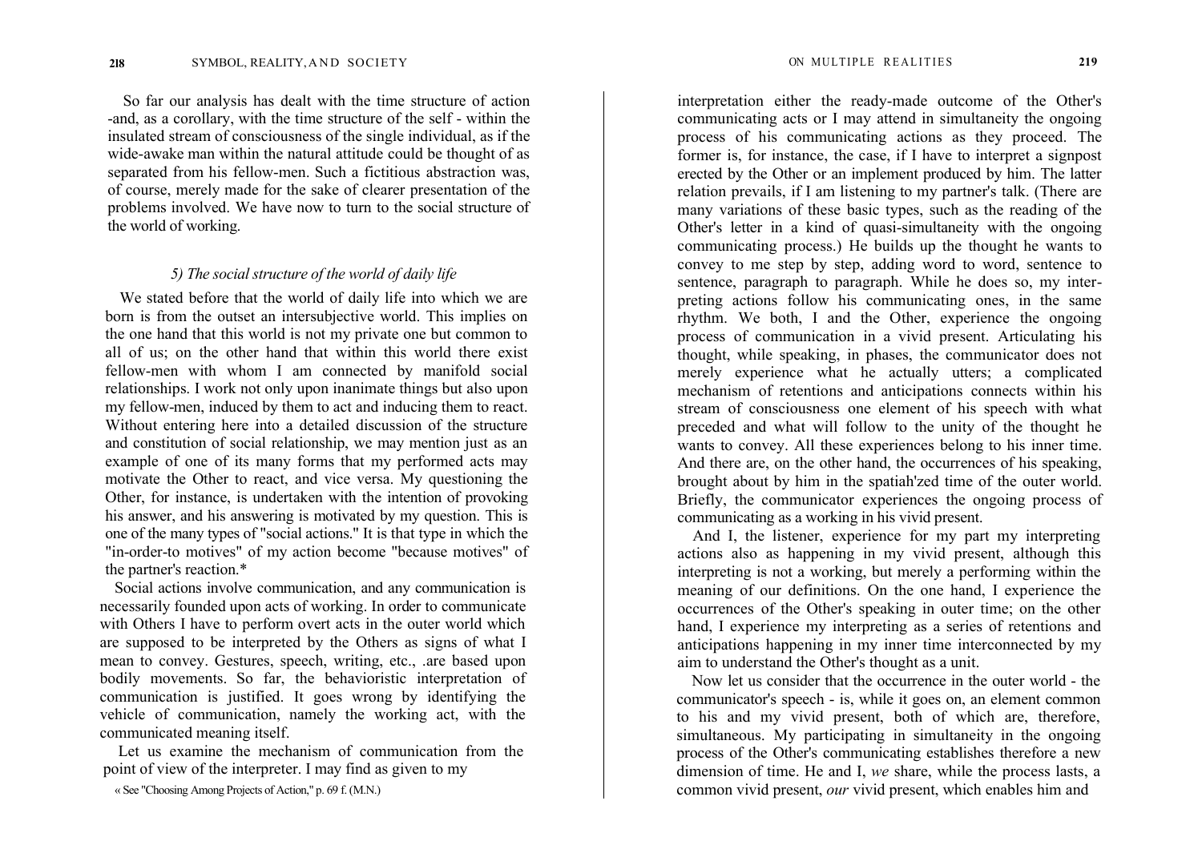So far our analysis has dealt with the time structure of action -and, as a corollary, with the time structure of the self - within the insulated stream of consciousness of the single individual, as if the wide-awake man within the natural attitude could be thought of as separated from his fellow-men. Such a fictitious abstraction was, of course, merely made for the sake of clearer presentation of the problems involved. We have now to turn to the social structure of the world of working.

### *5) The social structure of the world of daily life*

We stated before that the world of daily life into which we are born is from the outset an intersubjective world. This implies on the one hand that this world is not my private one but common to all of us; on the other hand that within this world there exist fellow-men with whom I am connected by manifold social relationships. I work not only upon inanimate things but also upon my fellow-men, induced by them to act and inducing them to react. Without entering here into a detailed discussion of the structure and constitution of social relationship, we may mention just as an example of one of its many forms that my performed acts may motivate the Other to react, and vice versa. My questioning the Other, for instance, is undertaken with the intention of provoking his answer, and his answering is motivated by my question. This is one of the many types of "social actions." It is that type in which the "in-order-to motives" of my action become "because motives" of the partner's reaction.*

Social actions involve communication, and any communication is necessarily founded upon acts of working. In order to communicate with Others I have to perform overt acts in the outer world which are supposed to be interpreted by the Others as signs of what I mean to convey. Gestures, speech, writing, etc., .are based upon bodily movements. So far, the behavioristic interpretation of communication is justified. It goes wrong by identifying the vehicle of communication, namely the working act, with the communicated meaning itself.

Let us examine the mechanism of communication from the point of view of the interpreter. I may find as given to my interpretation either the ready-made outcome of the Other's communicating acts or I may attend in simultaneity the ongoing process of his communicating actions as they proceed. The former is, for instance, the case, if I have to interpret a signpost erected by the Other or an implement produced by him. The latter relation prevails, if I am listening to my partner's talk. (There are many variations of these basic types, such as the reading of the Other's letter in a kind of quasi-simultaneity with the ongoing communicating process.) He builds up the thought he wants to convey to me step by step, adding word to word, sentence to sentence, paragraph to paragraph. While he does so, my interpreting actions follow his communicating ones, in the same rhythm. We both, I and the Other, experience the ongoing process of communication in a vivid present. Articulating his thought, while speaking, in phases, the communicator does not merely experience what he actually utters; a complicated mechanism of retentions and anticipations connects within his stream of consciousness one element of his speech with what preceded and what will follow to the unity of the thought he wants to convey. All these experiences belong to his inner time. And there are, on the other hand, the occurrences of his speaking, brought about by him in the spatiah'zed time of the outer world. Briefly, the communicator experiences the ongoing process of communicating as a working in his vivid present.

And I, the listener, experience for my part my interpreting actions also as happening in my vivid present, although this interpreting is not a working, but merely a performing within the meaning of our definitions. On the one hand, I experience the occurrences of the Other's speaking in outer time; on the other hand, I experience my interpreting as a series of retentions and anticipations happening in my inner time interconnected by my aim to understand the Other's thought as a unit.

Now let us consider that the occurrence in the outer world - the communicator's speech - is, while it goes on, an element common to his and my vivid present, both of which are, therefore, simultaneous. My participating in simultaneity in the ongoing process of the Other's communicating establishes therefore a new dimension of time. He and I, *we* share, while the process lasts, a common vivid present, *our* vivid present, which enables him and

* See "Choosing Among Projects of Action," p. 69 f. (M.N.)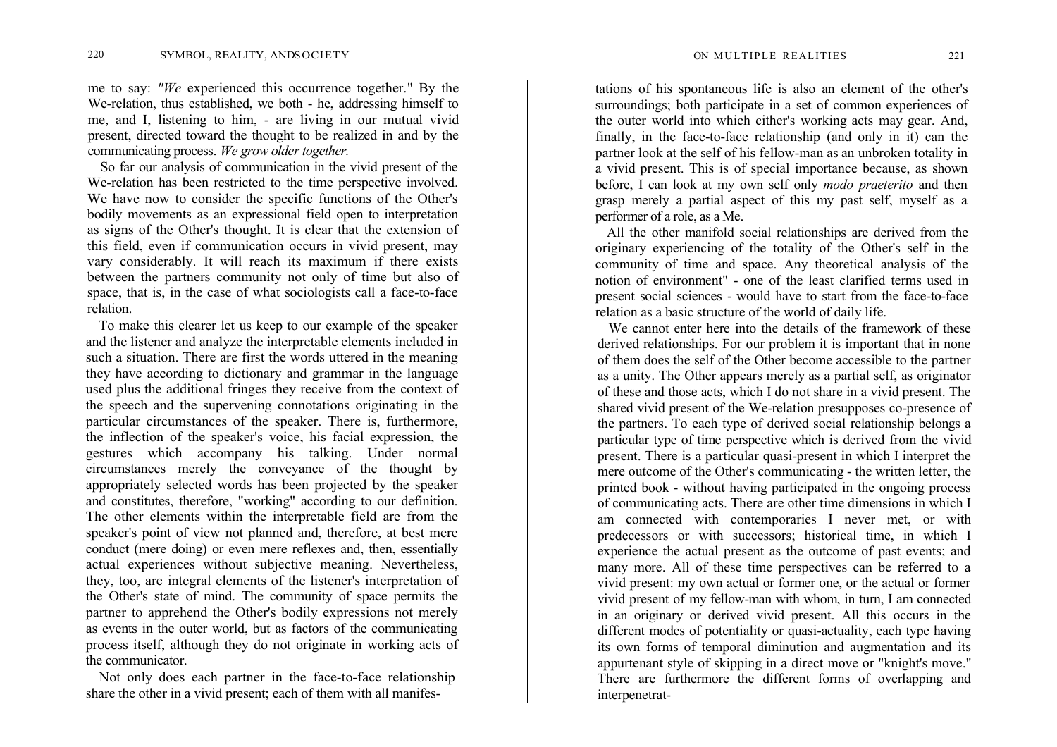me to say: *"We* experienced this occurrence together." By the We-relation, thus established, we both - he, addressing himself to me, and I, listening to him, - are living in our mutual vivid present, directed toward the thought to be realized in and by the communicating process. *We grow older together.*

So far our analysis of communication in the vivid present of the We-relation has been restricted to the time perspective involved. We have now to consider the specific functions of the Other's bodily movements as an expressional field open to interpretation as signs of the Other's thought. It is clear that the extension of this field, even if communication occurs in vivid present, may vary considerably. It will reach its maximum if there exists between the partners community not only of time but also of space, that is, in the case of what sociologists call a face-to-face relation.

To make this clearer let us keep to our example of the speaker and the listener and analyze the interpretable elements included in such a situation. There are first the words uttered in the meaning they have according to dictionary and grammar in the language used plus the additional fringes they receive from the context of the speech and the supervening connotations originating in the particular circumstances of the speaker. There is, furthermore, the inflection of the speaker's voice, his facial expression, the gestures which accompany his talking. Under normal circumstances merely the conveyance of the thought by appropriately selected words has been projected by the speaker and constitutes, therefore, "working" according to our definition. The other elements within the interpretable field are from the speaker's point of view not planned and, therefore, at best mere conduct (mere doing) or even mere reflexes and, then, essentially actual experiences without subjective meaning. Nevertheless, they, too, are integral elements of the listener's interpretation of the Other's state of mind. The community of space permits the partner to apprehend the Other's bodily expressions not merely as events in the outer world, but as factors of the communicating process itself, although they do not originate in working acts of the communicator.

Not only does each partner in the face-to-face relationship share the other in a vivid present; each of them with all manifestations of his spontaneous life is also an element of the other's surroundings; both participate in a set of common experiences of the outer world into which cither's working acts may gear. And, finally, in the face-to-face relationship (and only in it) can the partner look at the self of his fellow-man as an unbroken totality in a vivid present. This is of special importance because, as shown before, I can look at my own self only *modo praeterito* and then grasp merely a partial aspect of this my past self, myself as a performer of a role, as a Me.

All the other manifold social relationships are derived from the originary experiencing of the totality of the Other's self in the community of time and space. Any theoretical analysis of the notion of environment" - one of the least clarified terms used in present social sciences - would have to start from the face-to-face relation as a basic structure of the world of daily life.

We cannot enter here into the details of the framework of these derived relationships. For our problem it is important that in none of them does the self of the Other become accessible to the partner as a unity. The Other appears merely as a partial self, as originator of these and those acts, which I do not share in a vivid present. The shared vivid present of the We-relation presupposes co-presence of the partners. To each type of derived social relationship belongs a particular type of time perspective which is derived from the vivid present. There is a particular quasi-present in which I interpret the mere outcome of the Other's communicating - the written letter, the printed book - without having participated in the ongoing process of communicating acts. There are other time dimensions in which I am connected with contemporaries I never met, or with predecessors or with successors; historical time, in which I experience the actual present as the outcome of past events; and many more. All of these time perspectives can be referred to a vivid present: my own actual or former one, or the actual or former vivid present of my fellow-man with whom, in turn, I am connected in an originary or derived vivid present. All this occurs in the different modes of potentiality or quasi-actuality, each type having its own forms of temporal diminution and augmentation and its appurtenant style of skipping in a direct move or "knight's move." There are furthermore the different forms of overlapping and interpenetrat-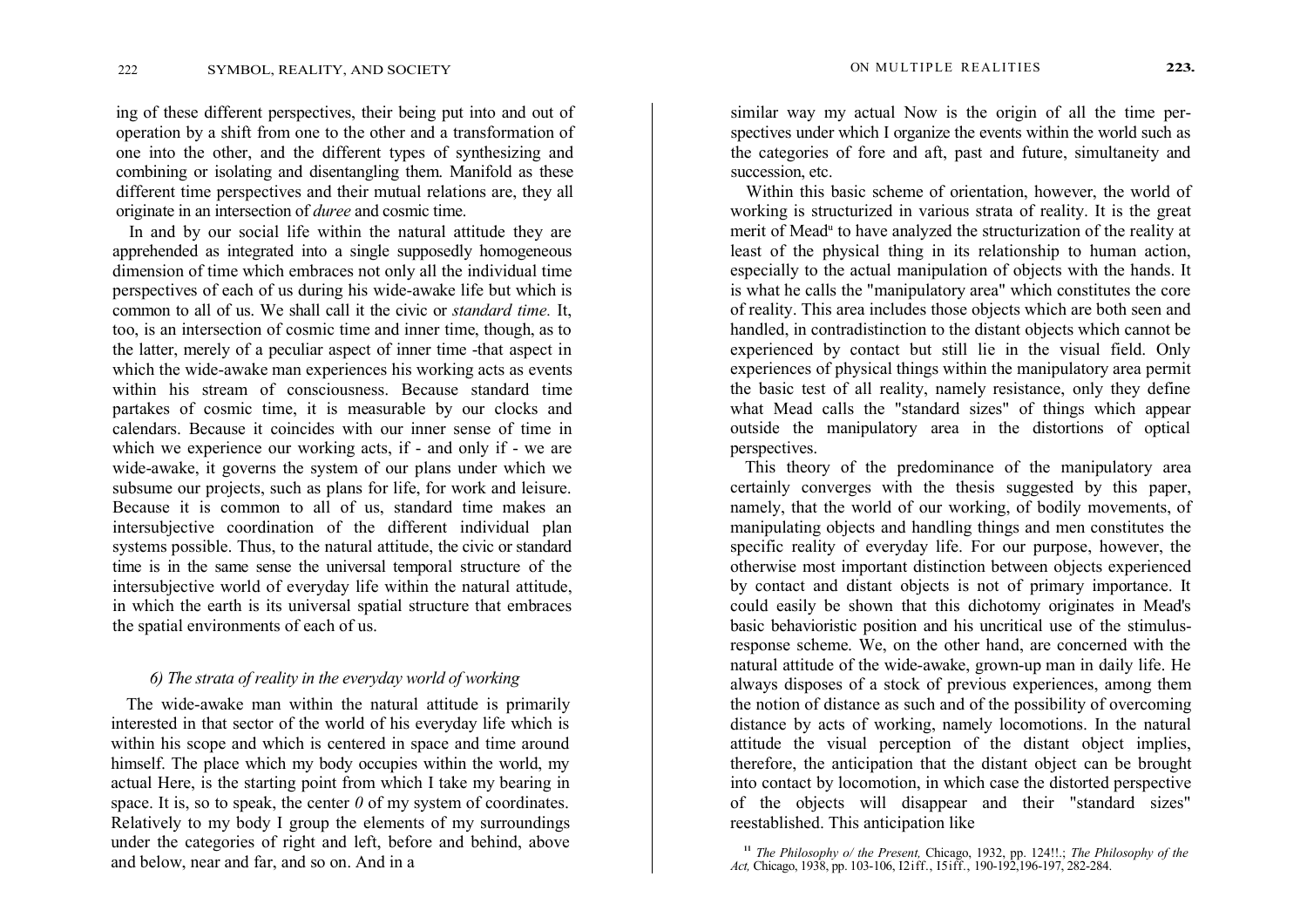ing of these different perspectives, their being put into and out of operation by a shift from one to the other and a transformation of one into the other, and the different types of synthesizing and combining or isolating and disentangling them. Manifold as these different time perspectives and their mutual relations are, they all originate in an intersection of *duree* and cosmic time.

In and by our social life within the natural attitude they are apprehended as integrated into a single supposedly homogeneous dimension of time which embraces not only all the individual time perspectives of each of us during his wide-awake life but which is common to all of us. We shall call it the civic or *standard time.* It, too, is an intersection of cosmic time and inner time, though, as to the latter, merely of a peculiar aspect of inner time -that aspect in which the wide-awake man experiences his working acts as events within his stream of consciousness. Because standard time partakes of cosmic time, it is measurable by our clocks and calendars. Because it coincides with our inner sense of time in which we experience our working acts, if - and only if - we are wide-awake, it governs the system of our plans under which we subsume our projects, such as plans for life, for work and leisure. Because it is common to all of us, standard time makes an intersubjective coordination of the different individual plan systems possible. Thus, to the natural attitude, the civic or standard time is in the same sense the universal temporal structure of the intersubjective world of everyday life within the natural attitude, in which the earth is its universal spatial structure that embraces the spatial environments of each of us.

### *6) The strata of reality in the everyday world of working*

The wide-awake man within the natural attitude is primarily interested in that sector of the world of his everyday life which is within his scope and which is centered in space and time around himself. The place which my body occupies within the world, my actual Here, is the starting point from which I take my bearing in space. It is, so to speak, the center *0* of my system of coordinates. Relatively to my body I group the elements of my surroundings under the categories of right and left, before and behind, above and below, near and far, and so on. And in a similar way my actual Now is the origin of all the time perspectives under which I organize the events within the world such as the categories of fore and aft, past and future, simultaneity and succession, etc.

Within this basic scheme of orientation, however, the world of working is structurized in various strata of reality. It is the great merit of Mead[11] to have analyzed the structurization of the reality at least of the physical thing in its relationship to human action, especially to the actual manipulation of objects with the hands. It is what he calls the "manipulatory area" which constitutes the core of reality. This area includes those objects which are both seen and handled, in contradistinction to the distant objects which cannot be experienced by contact but still lie in the visual field. Only experiences of physical things within the manipulatory area permit the basic test of all reality, namely resistance, only they define what Mead calls the "standard sizes" of things which appear outside the manipulatory area in the distortions of optical perspectives.

This theory of the predominance of the manipulatory area certainly converges with the thesis suggested by this paper, namely, that the world of our working, of bodily movements, of manipulating objects and handling things and men constitutes the specific reality of everyday life. For our purpose, however, the otherwise most important distinction between objects experienced by contact and distant objects is not of primary importance. It could easily be shown that this dichotomy originates in Mead's basic behavioristic position and his uncritical use of the stimulus-response scheme. We, on the other hand, are concerned with the natural attitude of the wide-awake, grown-up man in daily life. He always disposes of a stock of previous experiences, among them the notion of distance as such and of the possibility of overcoming distance by acts of working, namely locomotions. In the natural attitude the visual perception of the distant object implies, therefore, the anticipation that the distant object can be brought into contact by locomotion, in which case the distorted perspective of the objects will disappear and their "standard sizes" reestablished. This anticipation like

[11] *The Philosophy o/ the Present,* Chicago, 1932, pp. 124!!.; *The Philosophy of the Act,* Chicago, 1938, pp. 103-106, I2iff., I5iff., 190-192,196-197, 282-284.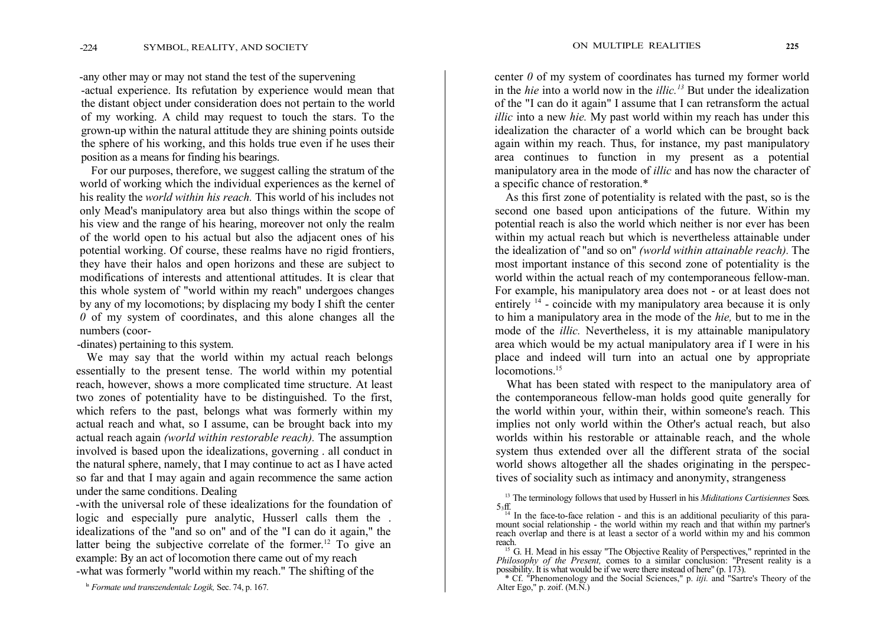any other may or may not stand the test of the supervening actual experience. Its refutation by experience would mean that the distant object under consideration does not pertain to the world of my working. A child may request to touch the stars. To the grown-up within the natural attitude they are shining points outside the sphere of his working, and this holds true even if he uses their position as a means for finding his bearings.

For our purposes, therefore, we suggest calling the stratum of the world of working which the individual experiences as the kernel of his reality the *world within his reach.* This world of his includes not only Mead's manipulatory area but also things within the scope of his view and the range of his hearing, moreover not only the realm of the world open to his actual but also the adjacent ones of his potential working. Of course, these realms have no rigid frontiers, they have their halos and open horizons and these are subject to modifications of interests and attentional attitudes. It is clear that this whole system of "world within my reach" undergoes changes by any of my locomotions; by displacing my body I shift the center *0* of my system of coordinates, and this alone changes all the numbers (coordinates) pertaining to this system.

We may say that the world within my actual reach belongs essentially to the present tense. The world within my potential reach, however, shows a more complicated time structure. At least two zones of potentiality have to be distinguished. To the first, which refers to the past, belongs what was formerly within my actual reach and what, so I assume, can be brought back into my actual reach again *(world within restorable reach).* The assumption involved is based upon the idealizations, governing . all conduct in the natural sphere, namely, that I may continue to act as I have acted so far and that I may again and again recommence the same action under the same conditions. Dealing with the universal role of these idealizations for the foundation of logic and especially pure analytic, Husserl calls them the . idealizations of the "and so on" and of the "I can do it again," the latter being the subjective correlate of the former.[12] To give an example: By an act of locomotion there came out of my reach what was formerly "world within my reach." The shifting of the center *0* of my system of coordinates has turned my former world in the *hie* into a world now in the *illic.*[13] But under the idealization of the "I can do it again" I assume that I can retransform the actual *illic* into a new *hie.* My past world within my reach has under this idealization the character of a world which can be brought back again within my reach. Thus, for instance, my past manipulatory area continues to function in my present as a potential manipulatory area in the mode of *illic* and has now the character of a specific chance of restoration.*

As this first zone of potentiality is related with the past, so is the second one based upon anticipations of the future. Within my potential reach is also the world which neither is nor ever has been within my actual reach but which is nevertheless attainable under the idealization of "and so on" *(world within attainable reach).* The most important instance of this second zone of potentiality is the world within the actual reach of my contemporaneous fellow-man. For example, his manipulatory area does not - or at least does not entirely [14] - coincide with my manipulatory area because it is only to him a manipulatory area in the mode of the *hie,* but to me in the mode of the *illic.* Nevertheless, it is my attainable manipulatory area which would be my actual manipulatory area if I were in his place and indeed will turn into an actual one by appropriate locomotions.[15]

What has been stated with respect to the manipulatory area of the contemporaneous fellow-man holds good quite generally for the world within your, within their, within someone's reach. This implies not only world within the Other's actual reach, but also worlds within his restorable or attainable reach, and the whole system thus extended over all the different strata of the social world shows altogether all the shades originating in the perspectives of sociality such as intimacy and anonymity, strangeness

[12] *Formate und transzendentalc Logik,* Sec. 74, p. 167.

[13] The terminology follows that used by Husserl in his *Mèditations Cartisiennes* Sees. 5₃ff.

[14] In the face-to-face relation - and this is an additional peculiarity of this paramount social relationship - the world within my reach and that within my partner's reach overlap and there is at least a sector of a world within my and his common reach.

[15] G. H. Mead in his essay "The Objective Reality of Perspectives," reprinted in the *Philosophy of the Present,* comes to a similar conclusion: "Present reality is a possibility. It is what would be if we were there instead of here" (p. 173).

\* Cf. "Phenomenology and the Social Sciences," p. *itji.* and "Sartre's Theory of the Alter Ego," p. zoif. (M.N.)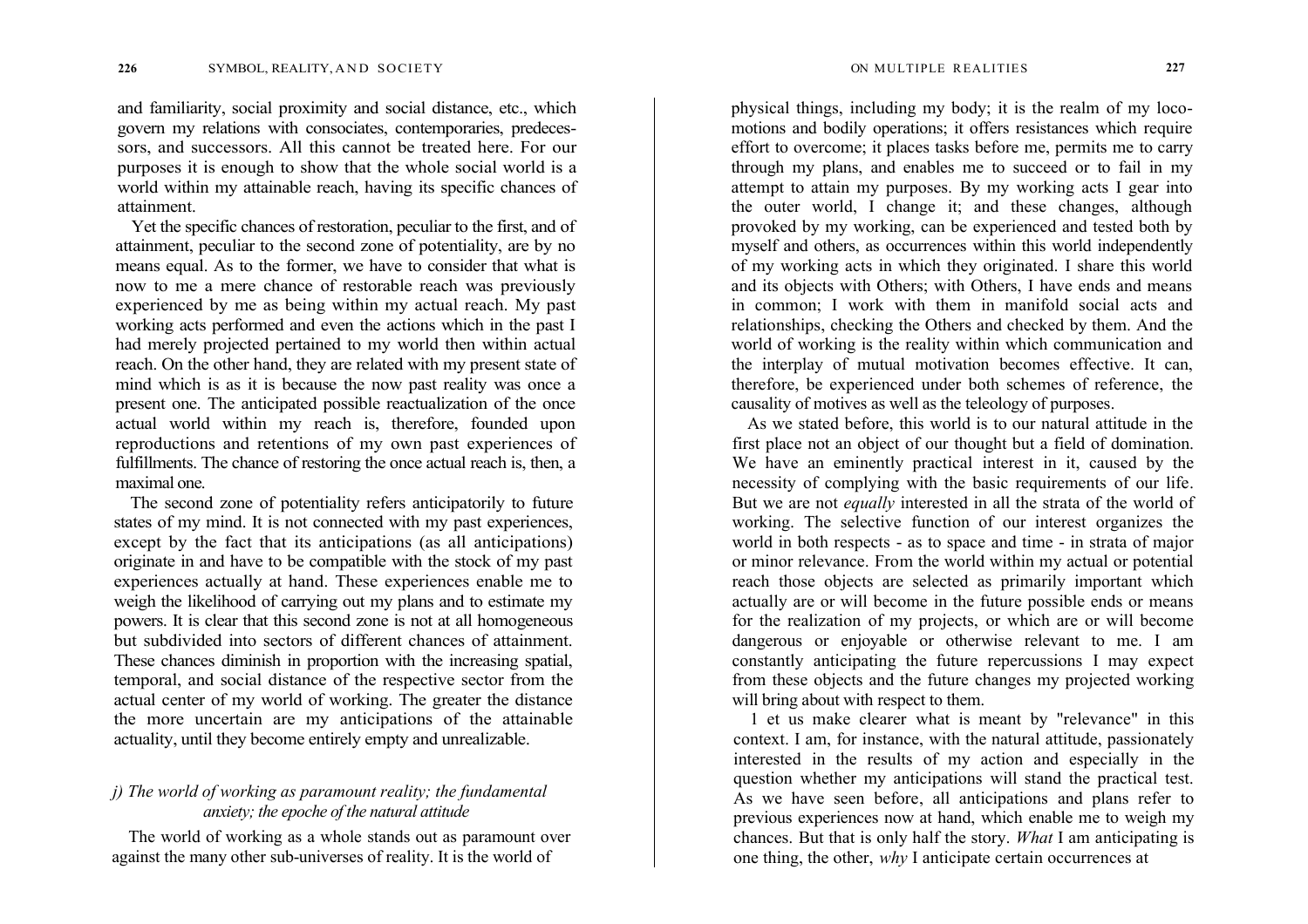and familiarity, social proximity and social distance, etc., which govern my relations with consociates, contemporaries, predecessors, and successors. All this cannot be treated here. For our purposes it is enough to show that the whole social world is a world within my attainable reach, having its specific chances of attainment.

Yet the specific chances of restoration, peculiar to the first, and of attainment, peculiar to the second zone of potentiality, are by no means equal. As to the former, we have to consider that what is now to me a mere chance of restorable reach was previously experienced by me as being within my actual reach. My past working acts performed and even the actions which in the past I had merely projected pertained to my world then within actual reach. On the other hand, they are related with my present state of mind which is as it is because the now past reality was once a present one. The anticipated possible reactualization of the once actual world within my reach is, therefore, founded upon reproductions and retentions of my own past experiences of fulfillments. The chance of restoring the once actual reach is, then, a maximal one.

The second zone of potentiality refers anticipatorily to future states of my mind. It is not connected with my past experiences, except by the fact that its anticipations (as all anticipations) originate in and have to be compatible with the stock of my past experiences actually at hand. These experiences enable me to weigh the likelihood of carrying out my plans and to estimate my powers. It is clear that this second zone is not at all homogeneous but subdivided into sectors of different chances of attainment. These chances diminish in proportion with the increasing spatial, temporal, and social distance of the respective sector from the actual center of my world of working. The greater the distance the more uncertain are my anticipations of the attainable actuality, until they become entirely empty and unrealizable.

### *j) The world of working as paramount reality; the fundamental anxiety; the epoche of the natural attitude*

The world of working as a whole stands out as paramount over against the many other sub-universes of reality. It is the world of physical things, including my body; it is the realm of my locomotions and bodily operations; it offers resistances which require effort to overcome; it places tasks before me, permits me to carry through my plans, and enables me to succeed or to fail in my attempt to attain my purposes. By my working acts I gear into the outer world, I change it; and these changes, although provoked by my working, can be experienced and tested both by myself and others, as occurrences within this world independently of my working acts in which they originated. I share this world and its objects with Others; with Others, I have ends and means in common; I work with them in manifold social acts and relationships, checking the Others and checked by them. And the world of working is the reality within which communication and the interplay of mutual motivation becomes effective. It can, therefore, be experienced under both schemes of reference, the causality of motives as well as the teleology of purposes.

As we stated before, this world is to our natural attitude in the first place not an object of our thought but a field of domination. We have an eminently practical interest in it, caused by the necessity of complying with the basic requirements of our life. But we are not *equally* interested in all the strata of the world of working. The selective function of our interest organizes the world in both respects - as to space and time - in strata of major or minor relevance. From the world within my actual or potential reach those objects are selected as primarily important which actually are or will become in the future possible ends or means for the realization of my projects, or which are or will become dangerous or enjoyable or otherwise relevant to me. I am constantly anticipating the future repercussions I may expect from these objects and the future changes my projected working will bring about with respect to them.

1 et us make clearer what is meant by "relevance" in this context. I am, for instance, with the natural attitude, passionately interested in the results of my action and especially in the question whether my anticipations will stand the practical test. As we have seen before, all anticipations and plans refer to previous experiences now at hand, which enable me to weigh my chances. But that is only half the story. *What* I am anticipating is one thing, the other, *why* I anticipate certain occurrences at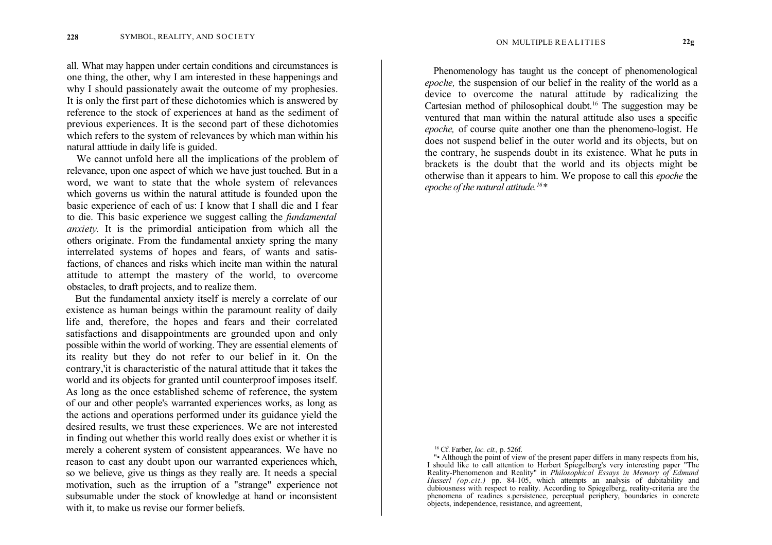all. What may happen under certain conditions and circumstances is one thing, the other, why I am interested in these happenings and why I should passionately await the outcome of my prophesies. It is only the first part of these dichotomies which is answered by reference to the stock of experiences at hand as the sediment of previous experiences. It is the second part of these dichotomies which refers to the system of relevances by which man within his natural atttiude in daily life is guided.

We cannot unfold here all the implications of the problem of relevance, upon one aspect of which we have just touched. But in a word, we want to state that the whole system of relevances which governs us within the natural attitude is founded upon the basic experience of each of us: I know that I shall die and I fear to die. This basic experience we suggest calling the *fundamental anxiety.* It is the primordial anticipation from which all the others originate. From the fundamental anxiety spring the many interrelated systems of hopes and fears, of wants and satisfactions, of chances and risks which incite man within the natural attitude to attempt the mastery of the world, to overcome obstacles, to draft projects, and to realize them.

But the fundamental anxiety itself is merely a correlate of our existence as human beings within the paramount reality of daily life and, therefore, the hopes and fears and their correlated satisfactions and disappointments are grounded upon and only possible within the world of working. They are essential elements of its reality but they do not refer to our belief in it. On the contrary,'it is characteristic of the natural attitude that it takes the world and its objects for granted until counterproof imposes itself. As long as the once established scheme of reference, the system of our and other people's warranted experiences works, as long as the actions and operations performed under its guidance yield the desired results, we trust these experiences. We are not interested in finding out whether this world really does exist or whether it is merely a coherent system of consistent appearances. We have no reason to cast any doubt upon our warranted experiences which, so we believe, give us things as they really are. It needs a special motivation, such as the irruption of a "strange" experience not subsumable under the stock of knowledge at hand or inconsistent with it, to make us revise our former beliefs.

Phenomenology has taught us the concept of phenomenological *epoche,* the suspension of our belief in the reality of the world as a device to overcome the natural attitude by radicalizing the Cartesian method of philosophical doubt.[16] The suggestion may be ventured that man within the natural attitude also uses a specific *epoche,* of course quite another one than the phenomeno-logist. He does not suspend belief in the outer world and its objects, but on the contrary, he suspends doubt in its existence. What he puts in brackets is the doubt that the world and its objects might be otherwise than it appears to him. We propose to call this *epoche* the *epoche of the natural attitude.*[16*]

[16] Cf. Farber, *loc. cit.,* p. 526f.

[16*] Although the point of view of the present paper differs in many respects from his, I should like to call attention to Herbert Spiegelberg's very interesting paper "The Reality-Phenomenon and Reality" in *Philosophical Essays in Memory of Edmund Husserl (op.cit.)* pp. 84-105, which attempts an analysis of dubitability and dubiousness with respect to reality. According to Spiegelberg, reality-criteria are the phenomena of readines s.persistence, perceptual periphery, boundaries in concrete objects, independence, resistance, and agreement,